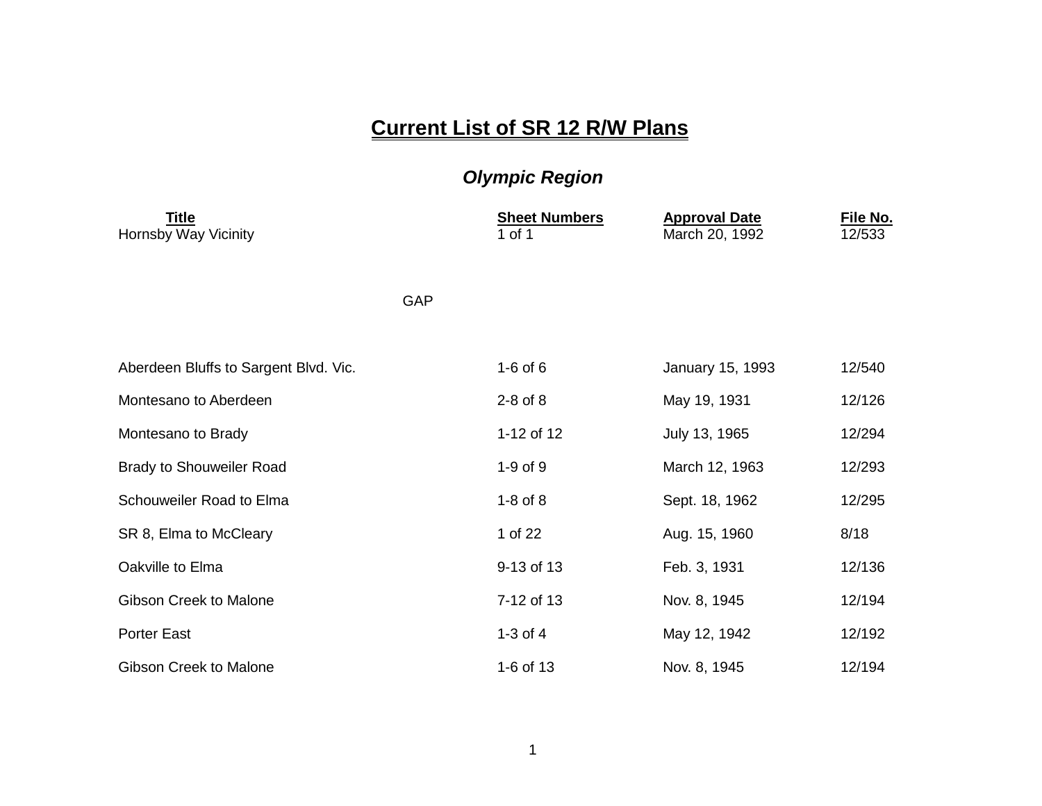# Current List of SR 12 R/W Plans

## *Olympic Region*

| Title | Sheet Numbers | Approval Date | File No. |
|---|---|---|---|
| Hornsby Way Vicinity | 1 of 1 | March 20, 1992 | 12/533 |
| GAP | | | |
| Aberdeen Bluffs to Sargent Blvd. Vic. | 1-6 of 6 | January 15, 1993 | 12/540 |
| Montesano to Aberdeen | 2-8 of 8 | May 19, 1931 | 12/126 |
| Montesano to Brady | 1-12 of 12 | July 13, 1965 | 12/294 |
| Brady to Shouweiler Road | 1-9 of 9 | March 12, 1963 | 12/293 |
| Schouweiler Road to Elma | 1-8 of 8 | Sept. 18, 1962 | 12/295 |
| SR 8, Elma to McCleary | 1 of 22 | Aug. 15, 1960 | 8/18 |
| Oakville to Elma | 9-13 of 13 | Feb. 3, 1931 | 12/136 |
| Gibson Creek to Malone | 7-12 of 13 | Nov. 8, 1945 | 12/194 |
| Porter East | 1-3 of 4 | May 12, 1942 | 12/192 |
| Gibson Creek to Malone | 1-6 of 13 | Nov. 8, 1945 | 12/194 |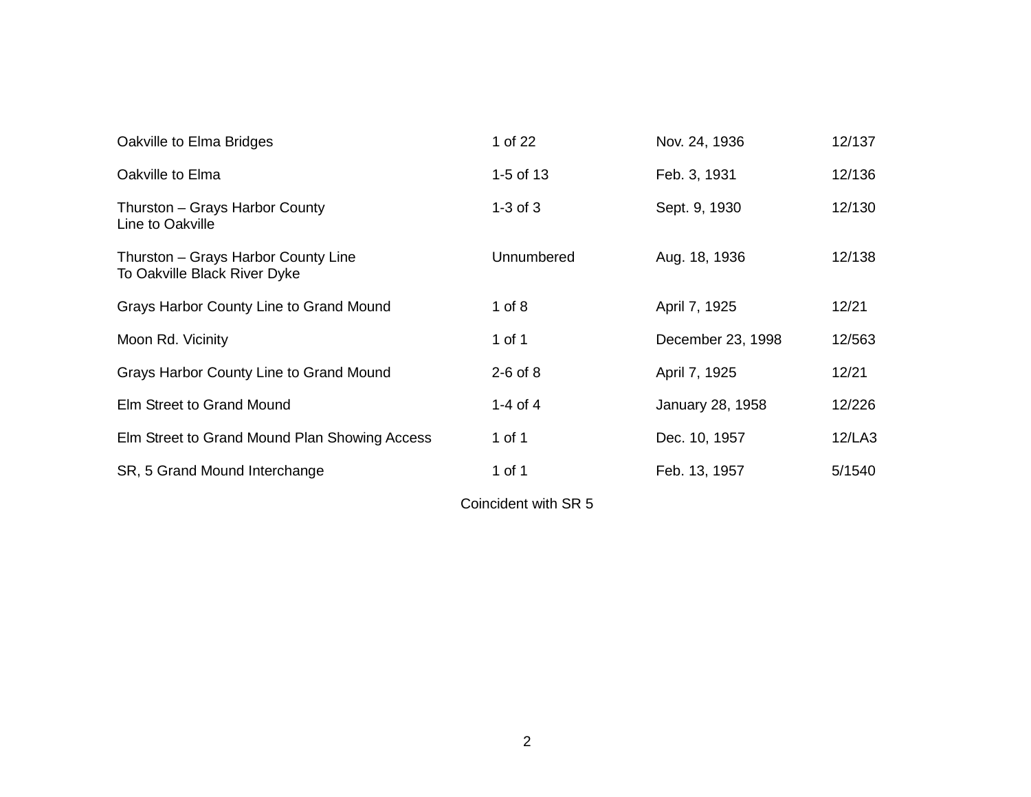| | | | |
|---|---|---|---|
| Oakville to Elma Bridges | 1 of 22 | Nov. 24, 1936 | 12/137 |
| Oakville to Elma | 1-5 of 13 | Feb. 3, 1931 | 12/136 |
| Thurston – Grays Harbor County Line to Oakville | 1-3 of 3 | Sept. 9, 1930 | 12/130 |
| Thurston – Grays Harbor County Line To Oakville Black River Dyke | Unnumbered | Aug. 18, 1936 | 12/138 |
| Grays Harbor County Line to Grand Mound | 1 of 8 | April 7, 1925 | 12/21 |
| Moon Rd. Vicinity | 1 of 1 | December 23, 1998 | 12/563 |
| Grays Harbor County Line to Grand Mound | 2-6 of 8 | April 7, 1925 | 12/21 |
| Elm Street to Grand Mound | 1-4 of 4 | January 28, 1958 | 12/226 |
| Elm Street to Grand Mound Plan Showing Access | 1 of 1 | Dec. 10, 1957 | 12/LA3 |
| SR, 5 Grand Mound Interchange | 1 of 1 | Feb. 13, 1957 | 5/1540 |

Coincident with SR 5